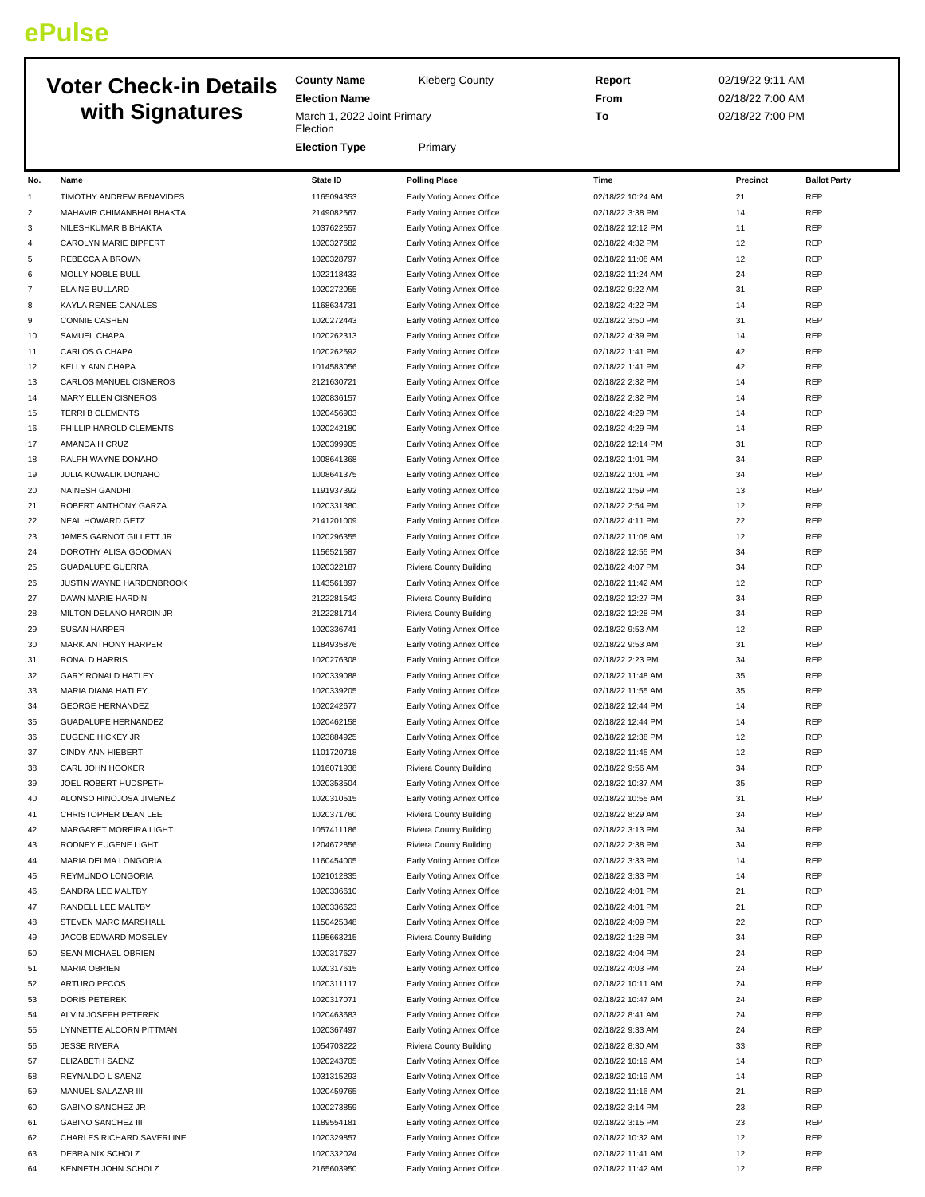# ePulse

## Voter Check-in Details with Signatures

| | | | |
|---|---|---|---|
| **County Name** | Kleberg County | **Report** | 02/19/22 9:11 AM |
| **Election Name** | March 1, 2022 Joint Primary Election | **From** | 02/18/22 7:00 AM |
| **Election Type** | Primary | **To** | 02/18/22 7:00 PM |

| No. | Name | State ID | Polling Place | Time | Precinct | Ballot Party |
|---|---|---|---|---|---|---|
| 1 | TIMOTHY ANDREW BENAVIDES | 1165094353 | Early Voting Annex Office | 02/18/22 10:24 AM | 21 | REP |
| 2 | MAHAVIR CHIMANBHAI BHAKTA | 2149082567 | Early Voting Annex Office | 02/18/22 3:38 PM | 14 | REP |
| 3 | NILESHKUMAR B BHAKTA | 1037622557 | Early Voting Annex Office | 02/18/22 12:12 PM | 11 | REP |
| 4 | CAROLYN MARIE BIPPERT | 1020327682 | Early Voting Annex Office | 02/18/22 4:32 PM | 12 | REP |
| 5 | REBECCA A BROWN | 1020328797 | Early Voting Annex Office | 02/18/22 11:08 AM | 12 | REP |
| 6 | MOLLY NOBLE BULL | 1022118433 | Early Voting Annex Office | 02/18/22 11:24 AM | 24 | REP |
| 7 | ELAINE BULLARD | 1020272055 | Early Voting Annex Office | 02/18/22 9:22 AM | 31 | REP |
| 8 | KAYLA RENEE CANALES | 1168634731 | Early Voting Annex Office | 02/18/22 4:22 PM | 14 | REP |
| 9 | CONNIE CASHEN | 1020272443 | Early Voting Annex Office | 02/18/22 3:50 PM | 31 | REP |
| 10 | SAMUEL CHAPA | 1020262313 | Early Voting Annex Office | 02/18/22 4:39 PM | 14 | REP |
| 11 | CARLOS G CHAPA | 1020262592 | Early Voting Annex Office | 02/18/22 1:41 PM | 42 | REP |
| 12 | KELLY ANN CHAPA | 1014583056 | Early Voting Annex Office | 02/18/22 1:41 PM | 42 | REP |
| 13 | CARLOS MANUEL CISNEROS | 2121630721 | Early Voting Annex Office | 02/18/22 2:32 PM | 14 | REP |
| 14 | MARY ELLEN CISNEROS | 1020836157 | Early Voting Annex Office | 02/18/22 2:32 PM | 14 | REP |
| 15 | TERRI B CLEMENTS | 1020456903 | Early Voting Annex Office | 02/18/22 4:29 PM | 14 | REP |
| 16 | PHILLIP HAROLD CLEMENTS | 1020242180 | Early Voting Annex Office | 02/18/22 4:29 PM | 14 | REP |
| 17 | AMANDA H CRUZ | 1020399905 | Early Voting Annex Office | 02/18/22 12:14 PM | 31 | REP |
| 18 | RALPH WAYNE DONAHO | 1008641368 | Early Voting Annex Office | 02/18/22 1:01 PM | 34 | REP |
| 19 | JULIA KOWALIK DONAHO | 1008641375 | Early Voting Annex Office | 02/18/22 1:01 PM | 34 | REP |
| 20 | NAINESH GANDHI | 1191937392 | Early Voting Annex Office | 02/18/22 1:59 PM | 13 | REP |
| 21 | ROBERT ANTHONY GARZA | 1020331380 | Early Voting Annex Office | 02/18/22 2:54 PM | 12 | REP |
| 22 | NEAL HOWARD GETZ | 2141201009 | Early Voting Annex Office | 02/18/22 4:11 PM | 22 | REP |
| 23 | JAMES GARNOT GILLETT JR | 1020296355 | Early Voting Annex Office | 02/18/22 11:08 AM | 12 | REP |
| 24 | DOROTHY ALISA GOODMAN | 1156521587 | Early Voting Annex Office | 02/18/22 12:55 PM | 34 | REP |
| 25 | GUADALUPE GUERRA | 1020322187 | Riviera County Building | 02/18/22 4:07 PM | 34 | REP |
| 26 | JUSTIN WAYNE HARDENBROOK | 1143561897 | Early Voting Annex Office | 02/18/22 11:42 AM | 12 | REP |
| 27 | DAWN MARIE HARDIN | 2122281542 | Riviera County Building | 02/18/22 12:27 PM | 34 | REP |
| 28 | MILTON DELANO HARDIN JR | 2122281714 | Riviera County Building | 02/18/22 12:28 PM | 34 | REP |
| 29 | SUSAN HARPER | 1020336741 | Early Voting Annex Office | 02/18/22 9:53 AM | 12 | REP |
| 30 | MARK ANTHONY HARPER | 1184935876 | Early Voting Annex Office | 02/18/22 9:53 AM | 31 | REP |
| 31 | RONALD HARRIS | 1020276308 | Early Voting Annex Office | 02/18/22 2:23 PM | 34 | REP |
| 32 | GARY RONALD HATLEY | 1020339088 | Early Voting Annex Office | 02/18/22 11:48 AM | 35 | REP |
| 33 | MARIA DIANA HATLEY | 1020339205 | Early Voting Annex Office | 02/18/22 11:55 AM | 35 | REP |
| 34 | GEORGE HERNANDEZ | 1020242677 | Early Voting Annex Office | 02/18/22 12:44 PM | 14 | REP |
| 35 | GUADALUPE HERNANDEZ | 1020462158 | Early Voting Annex Office | 02/18/22 12:44 PM | 14 | REP |
| 36 | EUGENE HICKEY JR | 1023884925 | Early Voting Annex Office | 02/18/22 12:38 PM | 12 | REP |
| 37 | CINDY ANN HIEBERT | 1101720718 | Early Voting Annex Office | 02/18/22 11:45 AM | 12 | REP |
| 38 | CARL JOHN HOOKER | 1016071938 | Riviera County Building | 02/18/22 9:56 AM | 34 | REP |
| 39 | JOEL ROBERT HUDSPETH | 1020353504 | Early Voting Annex Office | 02/18/22 10:37 AM | 35 | REP |
| 40 | ALONSO HINOJOSA JIMENEZ | 1020310515 | Early Voting Annex Office | 02/18/22 10:55 AM | 31 | REP |
| 41 | CHRISTOPHER DEAN LEE | 1020371760 | Riviera County Building | 02/18/22 8:29 AM | 34 | REP |
| 42 | MARGARET MOREIRA LIGHT | 1057411186 | Riviera County Building | 02/18/22 3:13 PM | 34 | REP |
| 43 | RODNEY EUGENE LIGHT | 1204672856 | Riviera County Building | 02/18/22 2:38 PM | 34 | REP |
| 44 | MARIA DELMA LONGORIA | 1160454005 | Early Voting Annex Office | 02/18/22 3:33 PM | 14 | REP |
| 45 | REYMUNDO LONGORIA | 1021012835 | Early Voting Annex Office | 02/18/22 3:33 PM | 14 | REP |
| 46 | SANDRA LEE MALTBY | 1020336610 | Early Voting Annex Office | 02/18/22 4:01 PM | 21 | REP |
| 47 | RANDELL LEE MALTBY | 1020336623 | Early Voting Annex Office | 02/18/22 4:01 PM | 21 | REP |
| 48 | STEVEN MARC MARSHALL | 1150425348 | Early Voting Annex Office | 02/18/22 4:09 PM | 22 | REP |
| 49 | JACOB EDWARD MOSELEY | 1195663215 | Riviera County Building | 02/18/22 1:28 PM | 34 | REP |
| 50 | SEAN MICHAEL OBRIEN | 1020317627 | Early Voting Annex Office | 02/18/22 4:04 PM | 24 | REP |
| 51 | MARIA OBRIEN | 1020317615 | Early Voting Annex Office | 02/18/22 4:03 PM | 24 | REP |
| 52 | ARTURO PECOS | 1020311117 | Early Voting Annex Office | 02/18/22 10:11 AM | 24 | REP |
| 53 | DORIS PETEREK | 1020317071 | Early Voting Annex Office | 02/18/22 10:47 AM | 24 | REP |
| 54 | ALVIN JOSEPH PETEREK | 1020463683 | Early Voting Annex Office | 02/18/22 8:41 AM | 24 | REP |
| 55 | LYNNETTE ALCORN PITTMAN | 1020367497 | Early Voting Annex Office | 02/18/22 9:33 AM | 24 | REP |
| 56 | JESSE RIVERA | 1054703222 | Riviera County Building | 02/18/22 8:30 AM | 33 | REP |
| 57 | ELIZABETH SAENZ | 1020243705 | Early Voting Annex Office | 02/18/22 10:19 AM | 14 | REP |
| 58 | REYNALDO L SAENZ | 1031315293 | Early Voting Annex Office | 02/18/22 10:19 AM | 14 | REP |
| 59 | MANUEL SALAZAR III | 1020459765 | Early Voting Annex Office | 02/18/22 11:16 AM | 21 | REP |
| 60 | GABINO SANCHEZ JR | 1020273859 | Early Voting Annex Office | 02/18/22 3:14 PM | 23 | REP |
| 61 | GABINO SANCHEZ III | 1189554181 | Early Voting Annex Office | 02/18/22 3:15 PM | 23 | REP |
| 62 | CHARLES RICHARD SAVERLINE | 1020329857 | Early Voting Annex Office | 02/18/22 10:32 AM | 12 | REP |
| 63 | DEBRA NIX SCHOLZ | 1020332024 | Early Voting Annex Office | 02/18/22 11:41 AM | 12 | REP |
| 64 | KENNETH JOHN SCHOLZ | 2165603950 | Early Voting Annex Office | 02/18/22 11:42 AM | 12 | REP |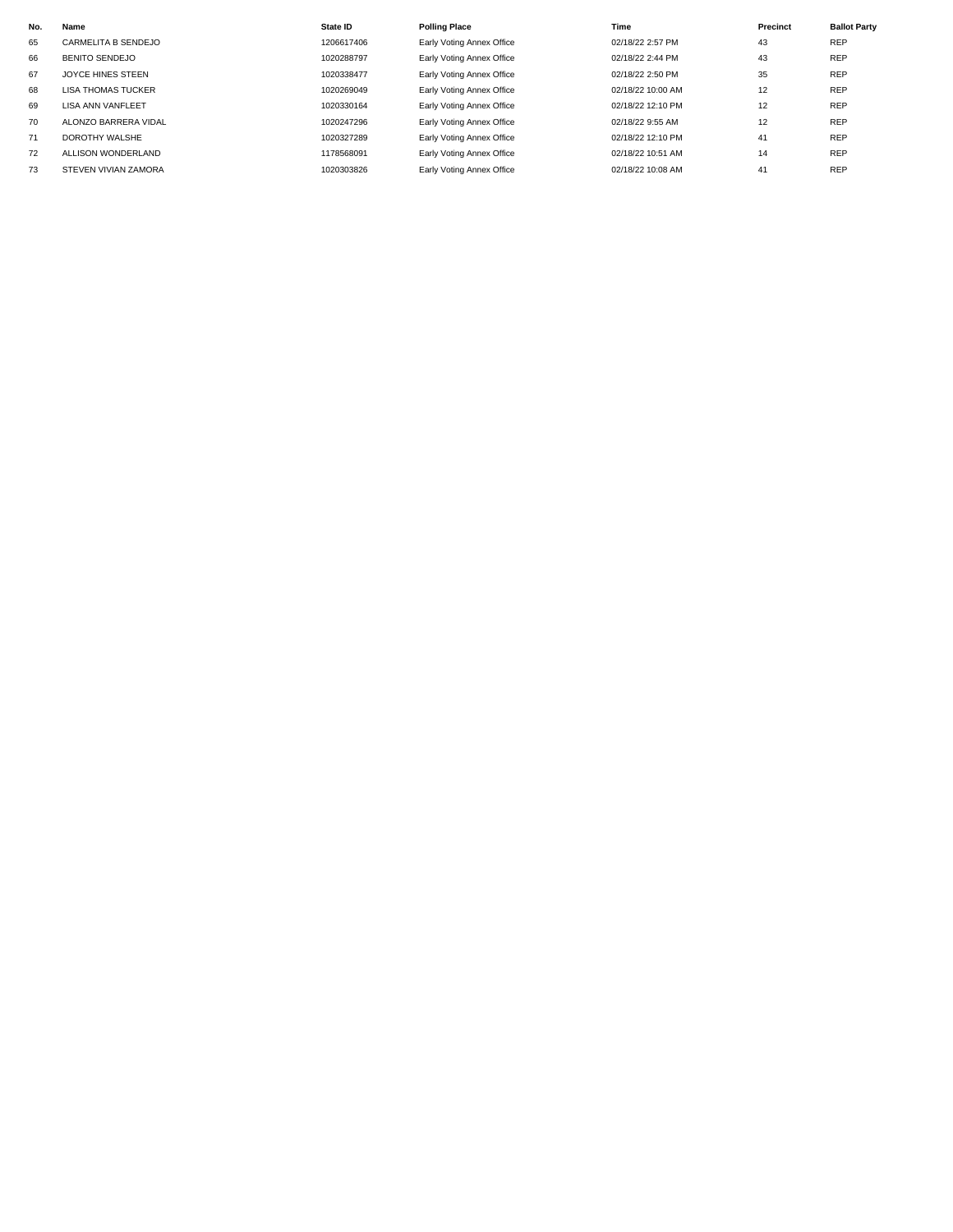| No. | Name | State ID | Polling Place | Time | Precinct | Ballot Party |
|---|---|---|---|---|---|---|
| 65 | CARMELITA B SENDEJO | 1206617406 | Early Voting Annex Office | 02/18/22 2:57 PM | 43 | REP |
| 66 | BENITO SENDEJO | 1020288797 | Early Voting Annex Office | 02/18/22 2:44 PM | 43 | REP |
| 67 | JOYCE HINES STEEN | 1020338477 | Early Voting Annex Office | 02/18/22 2:50 PM | 35 | REP |
| 68 | LISA THOMAS TUCKER | 1020269049 | Early Voting Annex Office | 02/18/22 10:00 AM | 12 | REP |
| 69 | LISA ANN VANFLEET | 1020330164 | Early Voting Annex Office | 02/18/22 12:10 PM | 12 | REP |
| 70 | ALONZO BARRERA VIDAL | 1020247296 | Early Voting Annex Office | 02/18/22 9:55 AM | 12 | REP |
| 71 | DOROTHY WALSHE | 1020327289 | Early Voting Annex Office | 02/18/22 12:10 PM | 41 | REP |
| 72 | ALLISON WONDERLAND | 1178568091 | Early Voting Annex Office | 02/18/22 10:51 AM | 14 | REP |
| 73 | STEVEN VIVIAN ZAMORA | 1020303826 | Early Voting Annex Office | 02/18/22 10:08 AM | 41 | REP |